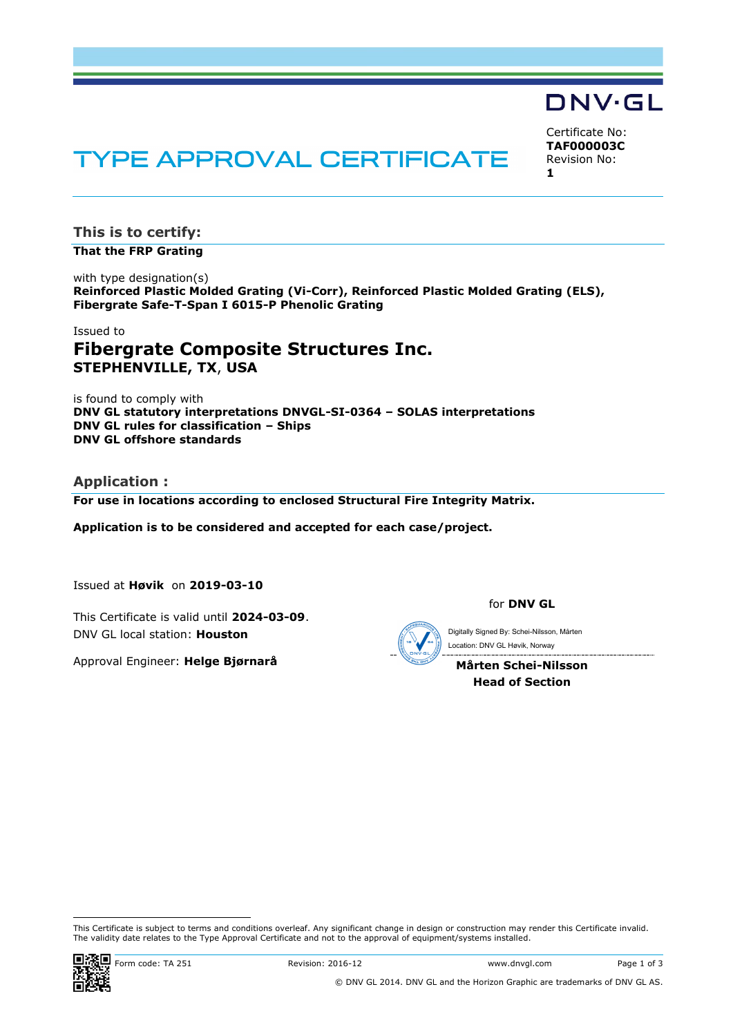DNV·GL

# TYPE APPROVAL CERTIFICATE

Certificate No:
**TAF000003C**
Revision No:
**1**

## This is to certify:

**That the FRP Grating**

with type designation(s)
**Reinforced Plastic Molded Grating (Vi-Corr), Reinforced Plastic Molded Grating (ELS), Fibergrate Safe-T-Span I 6015-P Phenolic Grating**

Issued to
## Fibergrate Composite Structures Inc.
**STEPHENVILLE, TX, USA**

is found to comply with
**DNV GL statutory interpretations DNVGL-SI-0364 – SOLAS interpretations**
**DNV GL rules for classification – Ships**
**DNV GL offshore standards**

## Application :

**For use in locations according to enclosed Structural Fire Integrity Matrix.**

**Application is to be considered and accepted for each case/project.**

Issued at **Høvik** on **2019-03-10**

This Certificate is valid until **2024-03-09**.
DNV GL local station: **Houston**

Approval Engineer: **Helge Bjørnarå**

for **DNV GL**

Digitally Signed By: Schei-Nilsson, Mårten
Location: DNV GL Høvik, Norway

**Mårten Schei-Nilsson**
**Head of Section**

This Certificate is subject to terms and conditions overleaf. Any significant change in design or construction may render this Certificate invalid. The validity date relates to the Type Approval Certificate and not to the approval of equipment/systems installed.

Form code: TA 251 Revision: 2016-12 www.dnvgl.com

© DNV GL 2014. DNV GL and the Horizon Graphic are trademarks of DNV GL AS.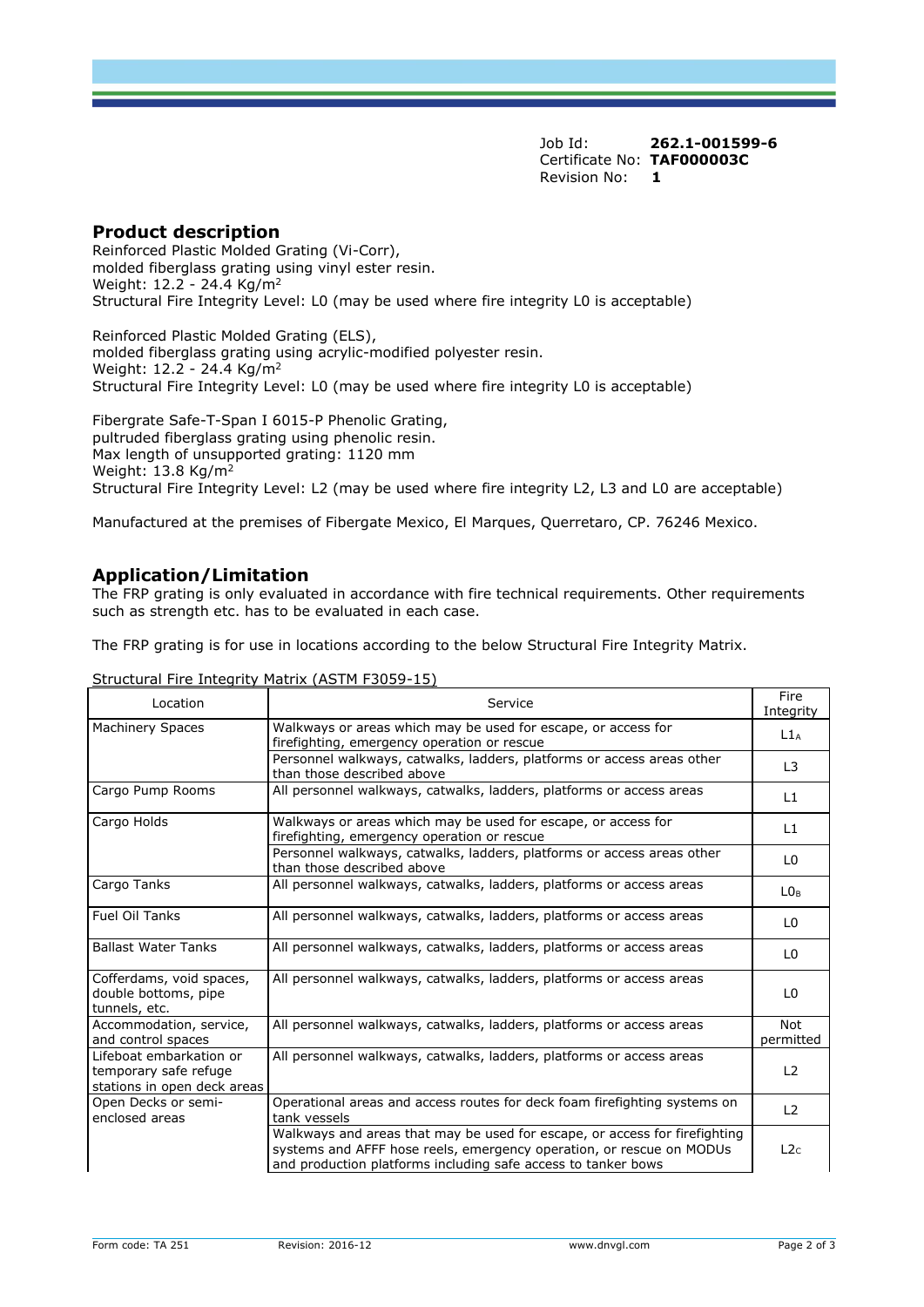Job Id: **262.1-001599-6**
Certificate No: **TAF000003C**
Revision No: **1**

## Product description

Reinforced Plastic Molded Grating (Vi-Corr),
molded fiberglass grating using vinyl ester resin.
Weight: 12.2 - 24.4 Kg/m$^2$
Structural Fire Integrity Level: L0 (may be used where fire integrity L0 is acceptable)

Reinforced Plastic Molded Grating (ELS),
molded fiberglass grating using acrylic-modified polyester resin.
Weight: 12.2 - 24.4 Kg/m$^2$
Structural Fire Integrity Level: L0 (may be used where fire integrity L0 is acceptable)

Fibergrate Safe-T-Span I 6015-P Phenolic Grating,
pultruded fiberglass grating using phenolic resin.
Max length of unsupported grating: 1120 mm
Weight: 13.8 Kg/m$^2$
Structural Fire Integrity Level: L2 (may be used where fire integrity L2, L3 and L0 are acceptable)

Manufactured at the premises of Fibergate Mexico, El Marques, Querretaro, CP. 76246 Mexico.

## Application/Limitation

The FRP grating is only evaluated in accordance with fire technical requirements. Other requirements such as strength etc. has to be evaluated in each case.

The FRP grating is for use in locations according to the below Structural Fire Integrity Matrix.

Structural Fire Integrity Matrix (ASTM F3059-15)

| Location | Service | Fire Integrity |
|---|---|---|
| Machinery Spaces | Walkways or areas which may be used for escape, or access for firefighting, emergency operation or rescue | $L1_A$ |
| | Personnel walkways, catwalks, ladders, platforms or access areas other than those described above | L3 |
| Cargo Pump Rooms | All personnel walkways, catwalks, ladders, platforms or access areas | L1 |
| Cargo Holds | Walkways or areas which may be used for escape, or access for firefighting, emergency operation or rescue | L1 |
| | Personnel walkways, catwalks, ladders, platforms or access areas other than those described above | L0 |
| Cargo Tanks | All personnel walkways, catwalks, ladders, platforms or access areas | $L0_B$ |
| Fuel Oil Tanks | All personnel walkways, catwalks, ladders, platforms or access areas | L0 |
| Ballast Water Tanks | All personnel walkways, catwalks, ladders, platforms or access areas | L0 |
| Cofferdams, void spaces, double bottoms, pipe tunnels, etc. | All personnel walkways, catwalks, ladders, platforms or access areas | L0 |
| Accommodation, service, and control spaces | All personnel walkways, catwalks, ladders, platforms or access areas | Not permitted |
| Lifeboat embarkation or temporary safe refuge stations in open deck areas | All personnel walkways, catwalks, ladders, platforms or access areas | L2 |
| Open Decks or semi-enclosed areas | Operational areas and access routes for deck foam firefighting systems on tank vessels | L2 |
| | Walkways and areas that may be used for escape, or access for firefighting systems and AFFF hose reels, emergency operation, or rescue on MODUs and production platforms including safe access to tanker bows | $L2_C$ |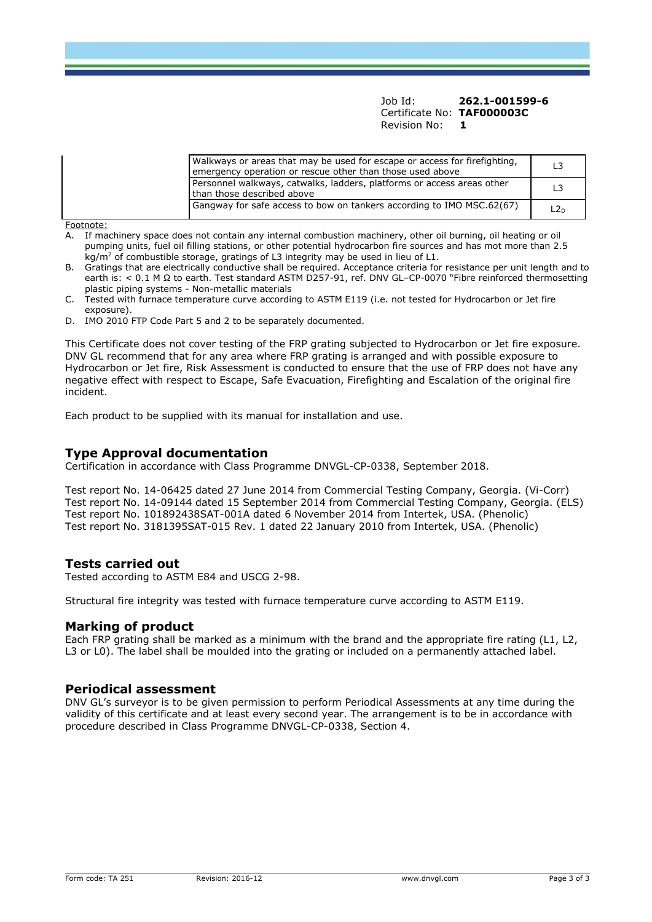Job Id: **262.1-001599-6**
Certificate No: **TAF000003C**
Revision No: **1**

| | | |
|---|---|---|
| | Walkways or areas that may be used for escape or access for firefighting, emergency operation or rescue other than those used above | L3 |
| | Personnel walkways, catwalks, ladders, platforms or access areas other than those described above | L3 |
| | Gangway for safe access to bow on tankers according to IMO MSC.62(67) | $L2_D$ |

Footnote:

A. If machinery space does not contain any internal combustion machinery, other oil burning, oil heating or oil pumping units, fuel oil filling stations, or other potential hydrocarbon fire sources and has mot more than 2.5 $kg/m^2$ of combustible storage, gratings of L3 integrity may be used in lieu of L1.

B. Gratings that are electrically conductive shall be required. Acceptance criteria for resistance per unit length and to earth is: < 0.1 M Ω to earth. Test standard ASTM D257-91, ref. DNV GL–CP-0070 "Fibre reinforced thermosetting plastic piping systems - Non-metallic materials

C. Tested with furnace temperature curve according to ASTM E119 (i.e. not tested for Hydrocarbon or Jet fire exposure).

D. IMO 2010 FTP Code Part 5 and 2 to be separately documented.

This Certificate does not cover testing of the FRP grating subjected to Hydrocarbon or Jet fire exposure. DNV GL recommend that for any area where FRP grating is arranged and with possible exposure to Hydrocarbon or Jet fire, Risk Assessment is conducted to ensure that the use of FRP does not have any negative effect with respect to Escape, Safe Evacuation, Firefighting and Escalation of the original fire incident.

Each product to be supplied with its manual for installation and use.

## Type Approval documentation

Certification in accordance with Class Programme DNVGL-CP-0338, September 2018.

Test report No. 14-06425 dated 27 June 2014 from Commercial Testing Company, Georgia. (Vi-Corr)
Test report No. 14-09144 dated 15 September 2014 from Commercial Testing Company, Georgia. (ELS)
Test report No. 101892438SAT-001A dated 6 November 2014 from Intertek, USA. (Phenolic)
Test report No. 3181395SAT-015 Rev. 1 dated 22 January 2010 from Intertek, USA. (Phenolic)

## Tests carried out

Tested according to ASTM E84 and USCG 2-98.

Structural fire integrity was tested with furnace temperature curve according to ASTM E119.

## Marking of product

Each FRP grating shall be marked as a minimum with the brand and the appropriate fire rating (L1, L2, L3 or L0). The label shall be moulded into the grating or included on a permanently attached label.

## Periodical assessment

DNV GL's surveyor is to be given permission to perform Periodical Assessments at any time during the validity of this certificate and at least every second year. The arrangement is to be in accordance with procedure described in Class Programme DNVGL-CP-0338, Section 4.